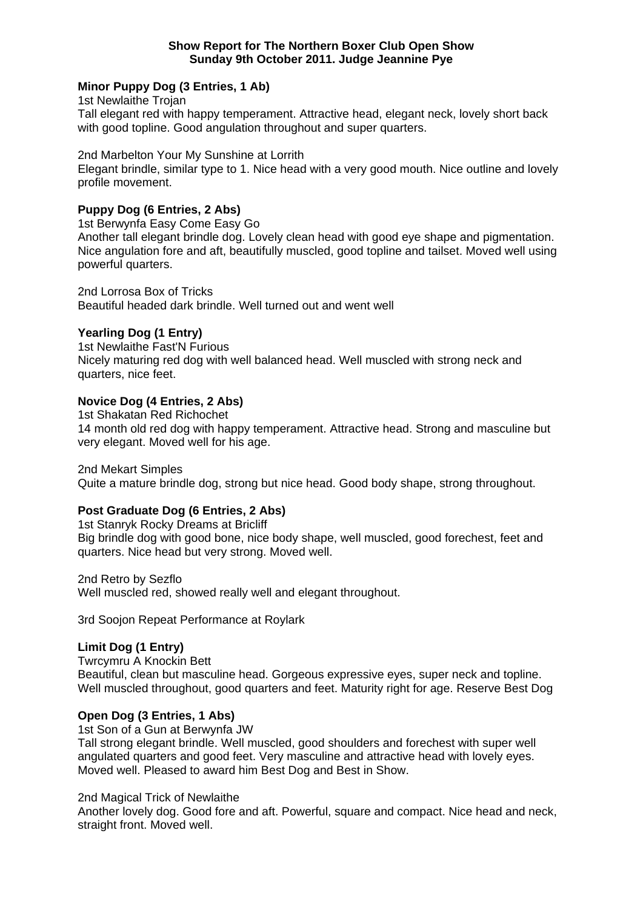**Show Report for The Northern Boxer Club Open Show**
**Sunday 9th October 2011. Judge Jeannine Pye**

**Minor Puppy Dog (3 Entries, 1 Ab)**
1st Newlaithe Trojan
Tall elegant red with happy temperament. Attractive head, elegant neck, lovely short back with good topline. Good angulation throughout and super quarters.

2nd Marbelton Your My Sunshine at Lorrith
Elegant brindle, similar type to 1. Nice head with a very good mouth. Nice outline and lovely profile movement.

**Puppy Dog (6 Entries, 2 Abs)**
1st Berwynfa Easy Come Easy Go
Another tall elegant brindle dog. Lovely clean head with good eye shape and pigmentation. Nice angulation fore and aft, beautifully muscled, good topline and tailset. Moved well using powerful quarters.

2nd Lorrosa Box of Tricks
Beautiful headed dark brindle. Well turned out and went well

**Yearling Dog (1 Entry)**
1st Newlaithe Fast'N Furious
Nicely maturing red dog with well balanced head. Well muscled with strong neck and quarters, nice feet.

**Novice Dog (4 Entries, 2 Abs)**
1st Shakatan Red Richochet
14 month old red dog with happy temperament. Attractive head. Strong and masculine but very elegant. Moved well for his age.

2nd Mekart Simples
Quite a mature brindle dog, strong but nice head. Good body shape, strong throughout.

**Post Graduate Dog (6 Entries, 2 Abs)**
1st Stanryk Rocky Dreams at Bricliff
Big brindle dog with good bone, nice body shape, well muscled, good forechest, feet and quarters. Nice head but very strong. Moved well.

2nd Retro by Sezflo
Well muscled red, showed really well and elegant throughout.

3rd Soojon Repeat Performance at Roylark

**Limit Dog (1 Entry)**
Twrcymru A Knockin Bett
Beautiful, clean but masculine head. Gorgeous expressive eyes, super neck and topline. Well muscled throughout, good quarters and feet. Maturity right for age. Reserve Best Dog

**Open Dog (3 Entries, 1 Abs)**
1st Son of a Gun at Berwynfa JW
Tall strong elegant brindle. Well muscled, good shoulders and forechest with super well angulated quarters and good feet. Very masculine and attractive head with lovely eyes. Moved well. Pleased to award him Best Dog and Best in Show.

2nd Magical Trick of Newlaithe
Another lovely dog. Good fore and aft. Powerful, square and compact. Nice head and neck, straight front. Moved well.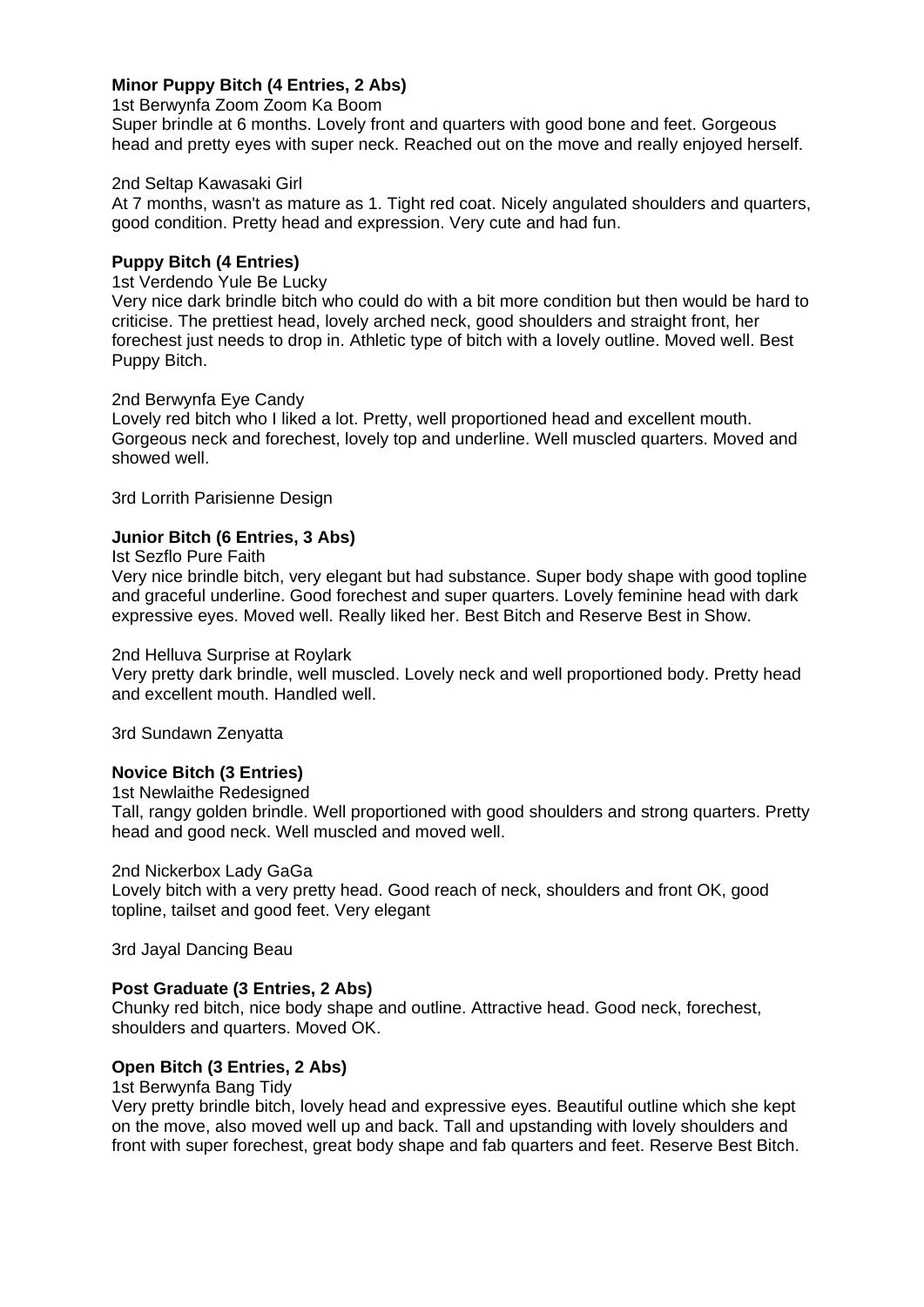**Minor Puppy Bitch (4 Entries, 2 Abs)**

1st Berwynfa Zoom Zoom Ka Boom

Super brindle at 6 months. Lovely front and quarters with good bone and feet. Gorgeous head and pretty eyes with super neck. Reached out on the move and really enjoyed herself.

2nd Seltap Kawasaki Girl

At 7 months, wasn't as mature as 1. Tight red coat. Nicely angulated shoulders and quarters, good condition. Pretty head and expression. Very cute and had fun.

**Puppy Bitch (4 Entries)**

1st Verdendo Yule Be Lucky

Very nice dark brindle bitch who could do with a bit more condition but then would be hard to criticise. The prettiest head, lovely arched neck, good shoulders and straight front, her forechest just needs to drop in. Athletic type of bitch with a lovely outline. Moved well. Best Puppy Bitch.

2nd Berwynfa Eye Candy

Lovely red bitch who I liked a lot. Pretty, well proportioned head and excellent mouth. Gorgeous neck and forechest, lovely top and underline. Well muscled quarters. Moved and showed well.

3rd Lorrith Parisienne Design

**Junior Bitch (6 Entries, 3 Abs)**

Ist Sezflo Pure Faith

Very nice brindle bitch, very elegant but had substance. Super body shape with good topline and graceful underline. Good forechest and super quarters. Lovely feminine head with dark expressive eyes. Moved well. Really liked her. Best Bitch and Reserve Best in Show.

2nd Helluva Surprise at Roylark

Very pretty dark brindle, well muscled. Lovely neck and well proportioned body. Pretty head and excellent mouth. Handled well.

3rd Sundawn Zenyatta

**Novice Bitch (3 Entries)**

1st Newlaithe Redesigned

Tall, rangy golden brindle. Well proportioned with good shoulders and strong quarters. Pretty head and good neck. Well muscled and moved well.

2nd Nickerbox Lady GaGa

Lovely bitch with a very pretty head. Good reach of neck, shoulders and front OK, good topline, tailset and good feet. Very elegant

3rd Jayal Dancing Beau

**Post Graduate (3 Entries, 2 Abs)**

Chunky red bitch, nice body shape and outline. Attractive head. Good neck, forechest, shoulders and quarters. Moved OK.

**Open Bitch (3 Entries, 2 Abs)**

1st Berwynfa Bang Tidy

Very pretty brindle bitch, lovely head and expressive eyes. Beautiful outline which she kept on the move, also moved well up and back. Tall and upstanding with lovely shoulders and front with super forechest, great body shape and fab quarters and feet. Reserve Best Bitch.